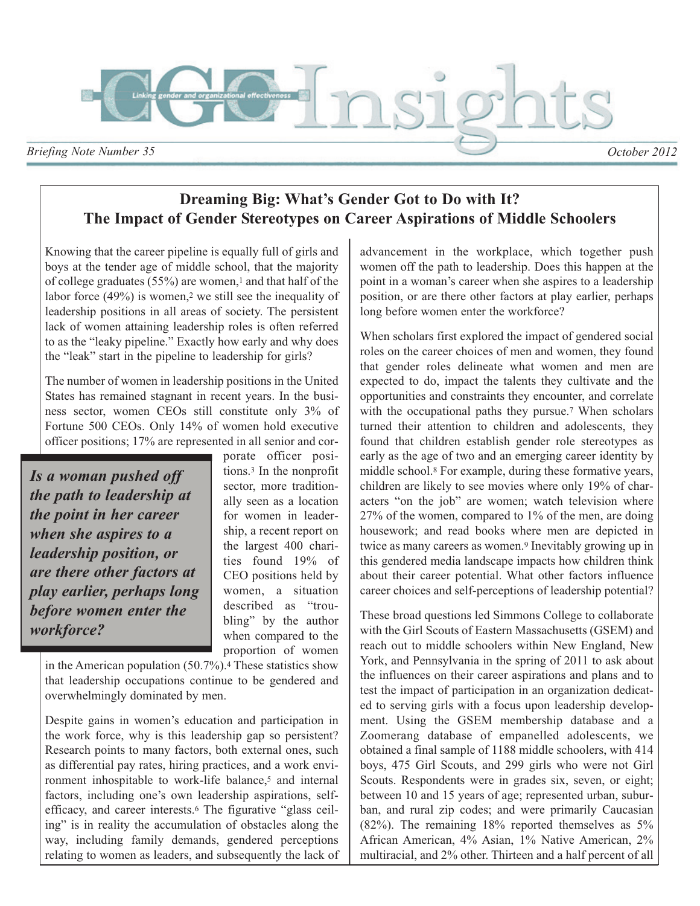# CGO Insights

*Briefing Note Number 35* *October 2012*

## Dreaming Big: What's Gender Got to Do with It? The Impact of Gender Stereotypes on Career Aspirations of Middle Schoolers

Knowing that the career pipeline is equally full of girls and boys at the tender age of middle school, that the majority of college graduates (55%) are women,[1] and that half of the labor force (49%) is women,[2] we still see the inequality of leadership positions in all areas of society. The persistent lack of women attaining leadership roles is often referred to as the "leaky pipeline." Exactly how early and why does the "leak" start in the pipeline to leadership for girls?

The number of women in leadership positions in the United States has remained stagnant in recent years. In the business sector, women CEOs still constitute only 3% of Fortune 500 CEOs. Only 14% of women hold executive officer positions; 17% are represented in all senior and corporate officer positions.[3] In the nonprofit sector, more traditionally seen as a location for women in leadership, a recent report on the largest 400 charities found 19% of CEO positions held by women, a situation described as "troubling" by the author when compared to the proportion of women in the American population (50.7%).[4] These statistics show that leadership occupations continue to be gendered and overwhelmingly dominated by men.

> ***Is a woman pushed off the path to leadership at the point in her career when she aspires to a leadership position, or are there other factors at play earlier, perhaps long before women enter the workforce?***

Despite gains in women's education and participation in the work force, why is this leadership gap so persistent? Research points to many factors, both external ones, such as differential pay rates, hiring practices, and a work environment inhospitable to work-life balance,[5] and internal factors, including one's own leadership aspirations, self-efficacy, and career interests.[6] The figurative "glass ceiling" is in reality the accumulation of obstacles along the way, including family demands, gendered perceptions relating to women as leaders, and subsequently the lack of advancement in the workplace, which together push women off the path to leadership. Does this happen at the point in a woman's career when she aspires to a leadership position, or are there other factors at play earlier, perhaps long before women enter the workforce?

When scholars first explored the impact of gendered social roles on the career choices of men and women, they found that gender roles delineate what women and men are expected to do, impact the talents they cultivate and the opportunities and constraints they encounter, and correlate with the occupational paths they pursue.[7] When scholars turned their attention to children and adolescents, they found that children establish gender role stereotypes as early as the age of two and an emerging career identity by middle school.[8] For example, during these formative years, children are likely to see movies where only 19% of characters "on the job" are women; watch television where 27% of the women, compared to 1% of the men, are doing housework; and read books where men are depicted in twice as many careers as women.[9] Inevitably growing up in this gendered media landscape impacts how children think about their career potential. What other factors influence career choices and self-perceptions of leadership potential?

These broad questions led Simmons College to collaborate with the Girl Scouts of Eastern Massachusetts (GSEM) and reach out to middle schoolers within New England, New York, and Pennsylvania in the spring of 2011 to ask about the influences on their career aspirations and plans and to test the impact of participation in an organization dedicated to serving girls with a focus upon leadership development. Using the GSEM membership database and a Zoomerang database of empanelled adolescents, we obtained a final sample of 1188 middle schoolers, with 414 boys, 475 Girl Scouts, and 299 girls who were not Girl Scouts. Respondents were in grades six, seven, or eight; between 10 and 15 years of age; represented urban, suburban, and rural zip codes; and were primarily Caucasian (82%). The remaining 18% reported themselves as 5% African American, 4% Asian, 1% Native American, 2% multiracial, and 2% other. Thirteen and a half percent of all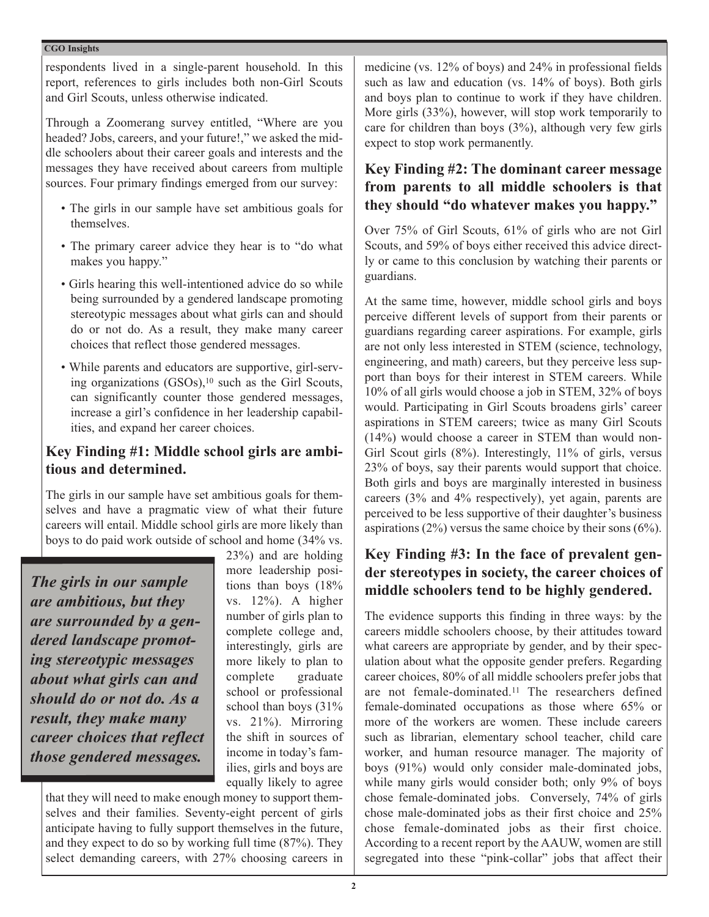respondents lived in a single-parent household. In this report, references to girls includes both non-Girl Scouts and Girl Scouts, unless otherwise indicated.

Through a Zoomerang survey entitled, "Where are you headed? Jobs, careers, and your future!," we asked the middle schoolers about their career goals and interests and the messages they have received about careers from multiple sources. Four primary findings emerged from our survey:

- The girls in our sample have set ambitious goals for themselves.
- The primary career advice they hear is to "do what makes you happy."
- Girls hearing this well-intentioned advice do so while being surrounded by a gendered landscape promoting stereotypic messages about what girls can and should do or not do. As a result, they make many career choices that reflect those gendered messages.
- While parents and educators are supportive, girl-serving organizations (GSOs),[10] such as the Girl Scouts, can significantly counter those gendered messages, increase a girl's confidence in her leadership capabilities, and expand her career choices.

## Key Finding #1: Middle school girls are ambitious and determined.

The girls in our sample have set ambitious goals for themselves and have a pragmatic view of what their future careers will entail. Middle school girls are more likely than boys to do paid work outside of school and home (34% vs. 23%) and are holding more leadership positions than boys (18% vs. 12%). A higher number of girls plan to complete college and, interestingly, girls are more likely to plan to complete graduate school or professional school than boys (31% vs. 21%). Mirroring the shift in sources of income in today's families, girls and boys are equally likely to agree that they will need to make enough money to support themselves and their families. Seventy-eight percent of girls anticipate having to fully support themselves in the future, and they expect to do so by working full time (87%). They select demanding careers, with 27% choosing careers in medicine (vs. 12% of boys) and 24% in professional fields such as law and education (vs. 14% of boys). Both girls and boys plan to continue to work if they have children. More girls (33%), however, will stop work temporarily to care for children than boys (3%), although very few girls expect to stop work permanently.

> ***The girls in our sample are ambitious, but they are surrounded by a gendered landscape promoting stereotypic messages about what girls can and should do or not do. As a result, they make many career choices that reflect those gendered messages.***

## Key Finding #2: The dominant career message from parents to all middle schoolers is that they should "do whatever makes you happy."

Over 75% of Girl Scouts, 61% of girls who are not Girl Scouts, and 59% of boys either received this advice directly or came to this conclusion by watching their parents or guardians.

At the same time, however, middle school girls and boys perceive different levels of support from their parents or guardians regarding career aspirations. For example, girls are not only less interested in STEM (science, technology, engineering, and math) careers, but they perceive less support than boys for their interest in STEM careers. While 10% of all girls would choose a job in STEM, 32% of boys would. Participating in Girl Scouts broadens girls' career aspirations in STEM careers; twice as many Girl Scouts (14%) would choose a career in STEM than would non-Girl Scout girls (8%). Interestingly, 11% of girls, versus 23% of boys, say their parents would support that choice. Both girls and boys are marginally interested in business careers (3% and 4% respectively), yet again, parents are perceived to be less supportive of their daughter's business aspirations (2%) versus the same choice by their sons (6%).

## Key Finding #3: In the face of prevalent gender stereotypes in society, the career choices of middle schoolers tend to be highly gendered.

The evidence supports this finding in three ways: by the careers middle schoolers choose, by their attitudes toward what careers are appropriate by gender, and by their speculation about what the opposite gender prefers. Regarding career choices, 80% of all middle schoolers prefer jobs that are not female-dominated.[11] The researchers defined female-dominated occupations as those where 65% or more of the workers are women. These include careers such as librarian, elementary school teacher, child care worker, and human resource manager. The majority of boys (91%) would only consider male-dominated jobs, while many girls would consider both; only 9% of boys chose female-dominated jobs. Conversely, 74% of girls chose male-dominated jobs as their first choice and 25% chose female-dominated jobs as their first choice. According to a recent report by the AAUW, women are still segregated into these "pink-collar" jobs that affect their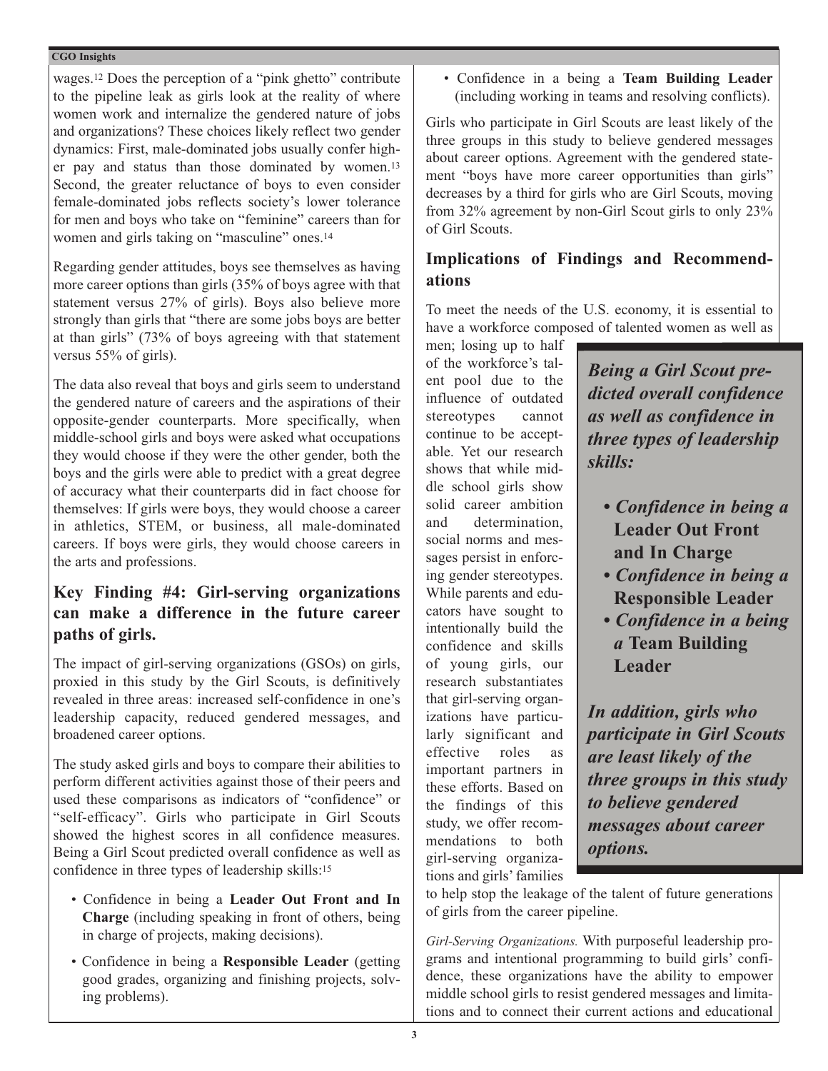wages.[12] Does the perception of a "pink ghetto" contribute to the pipeline leak as girls look at the reality of where women work and internalize the gendered nature of jobs and organizations? These choices likely reflect two gender dynamics: First, male-dominated jobs usually confer higher pay and status than those dominated by women.[13] Second, the greater reluctance of boys to even consider female-dominated jobs reflects society's lower tolerance for men and boys who take on "feminine" careers than for women and girls taking on "masculine" ones.[14]

Regarding gender attitudes, boys see themselves as having more career options than girls (35% of boys agree with that statement versus 27% of girls). Boys also believe more strongly than girls that "there are some jobs boys are better at than girls" (73% of boys agreeing with that statement versus 55% of girls).

The data also reveal that boys and girls seem to understand the gendered nature of careers and the aspirations of their opposite-gender counterparts. More specifically, when middle-school girls and boys were asked what occupations they would choose if they were the other gender, both the boys and the girls were able to predict with a great degree of accuracy what their counterparts did in fact choose for themselves: If girls were boys, they would choose a career in athletics, STEM, or business, all male-dominated careers. If boys were girls, they would choose careers in the arts and professions.

## Key Finding #4: Girl-serving organizations can make a difference in the future career paths of girls.

The impact of girl-serving organizations (GSOs) on girls, proxied in this study by the Girl Scouts, is definitively revealed in three areas: increased self-confidence in one's leadership capacity, reduced gendered messages, and broadened career options.

The study asked girls and boys to compare their abilities to perform different activities against those of their peers and used these comparisons as indicators of "confidence" or "self-efficacy". Girls who participate in Girl Scouts showed the highest scores in all confidence measures. Being a Girl Scout predicted overall confidence as well as confidence in three types of leadership skills:[15]

- Confidence in being a **Leader Out Front and In Charge** (including speaking in front of others, being in charge of projects, making decisions).
- Confidence in being a **Responsible Leader** (getting good grades, organizing and finishing projects, solving problems).
- Confidence in a being a **Team Building Leader** (including working in teams and resolving conflicts).

Girls who participate in Girl Scouts are least likely of the three groups in this study to believe gendered messages about career options. Agreement with the gendered statement "boys have more career opportunities than girls" decreases by a third for girls who are Girl Scouts, moving from 32% agreement by non-Girl Scout girls to only 23% of Girl Scouts.

## Implications of Findings and Recommendations

To meet the needs of the U.S. economy, it is essential to have a workforce composed of talented women as well as men; losing up to half of the workforce's talent pool due to the influence of outdated stereotypes cannot continue to be acceptable. Yet our research shows that while middle school girls show solid career ambition and determination, social norms and messages persist in enforcing gender stereotypes. While parents and educators have sought to intentionally build the confidence and skills of young girls, our research substantiates that girl-serving organizations have particularly significant and effective roles as important partners in these efforts. Based on the findings of this study, we offer recommendations to both girl-serving organizations and girls' families to help stop the leakage of the talent of future generations of girls from the career pipeline.

> ***Being a Girl Scout predicted overall confidence as well as confidence in three types of leadership skills:***
>
> - ***Confidence in being a* Leader Out Front and In Charge**
> - ***Confidence in being a* Responsible Leader**
> - ***Confidence in a being a* Team Building Leader**
>
> ***In addition, girls who participate in Girl Scouts are least likely of the three groups in this study to believe gendered messages about career options.***

*Girl-Serving Organizations.* With purposeful leadership programs and intentional programming to build girls' confidence, these organizations have the ability to empower middle school girls to resist gendered messages and limitations and to connect their current actions and educational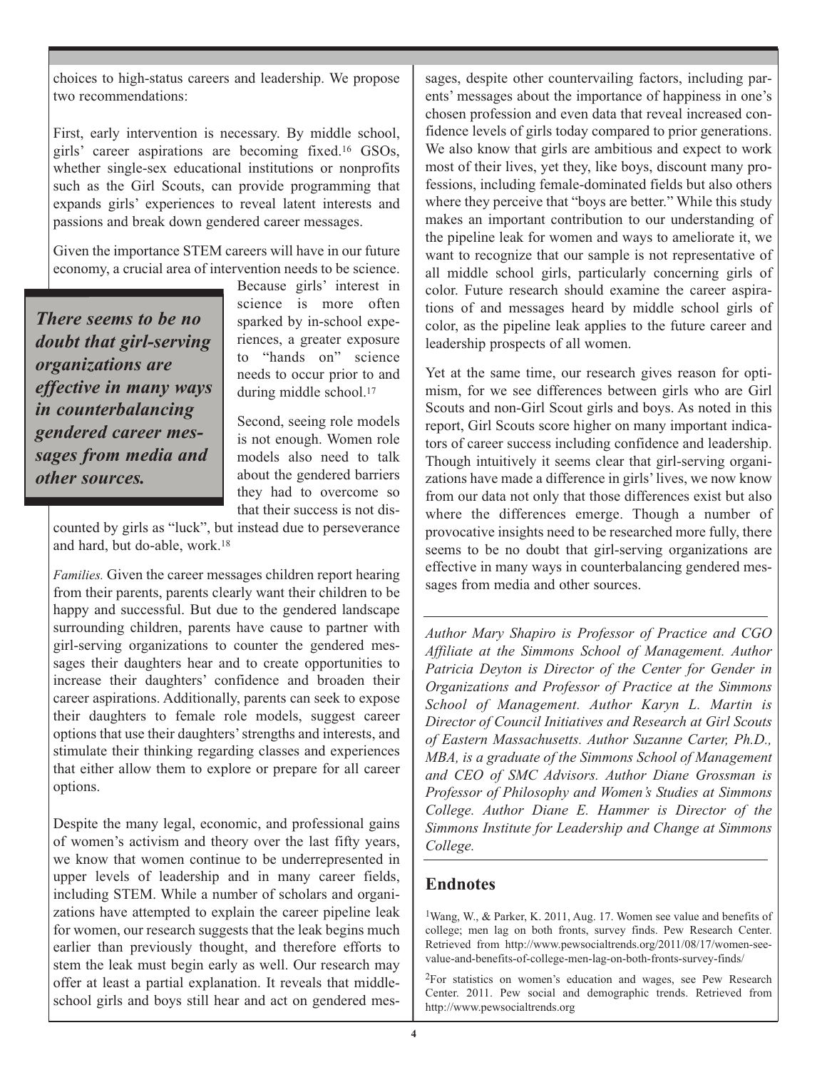choices to high-status careers and leadership. We propose two recommendations:

First, early intervention is necessary. By middle school, girls' career aspirations are becoming fixed.[16] GSOs, whether single-sex educational institutions or nonprofits such as the Girl Scouts, can provide programming that expands girls' experiences to reveal latent interests and passions and break down gendered career messages.

Given the importance STEM careers will have in our future economy, a crucial area of intervention needs to be science. Because girls' interest in science is more often sparked by in-school experiences, a greater exposure to "hands on" science needs to occur prior to and during middle school.[17]

> ***There seems to be no doubt that girl-serving organizations are effective in many ways in counterbalancing gendered career messages from media and other sources.***

Second, seeing role models is not enough. Women role models also need to talk about the gendered barriers they had to overcome so that their success is not discounted by girls as "luck", but instead due to perseverance and hard, but do-able, work.[18]

*Families.* Given the career messages children report hearing from their parents, parents clearly want their children to be happy and successful. But due to the gendered landscape surrounding children, parents have cause to partner with girl-serving organizations to counter the gendered messages their daughters hear and to create opportunities to increase their daughters' confidence and broaden their career aspirations. Additionally, parents can seek to expose their daughters to female role models, suggest career options that use their daughters' strengths and interests, and stimulate their thinking regarding classes and experiences that either allow them to explore or prepare for all career options.

Despite the many legal, economic, and professional gains of women's activism and theory over the last fifty years, we know that women continue to be underrepresented in upper levels of leadership and in many career fields, including STEM. While a number of scholars and organizations have attempted to explain the career pipeline leak for women, our research suggests that the leak begins much earlier than previously thought, and therefore efforts to stem the leak must begin early as well. Our research may offer at least a partial explanation. It reveals that middle-school girls and boys still hear and act on gendered messages, despite other countervailing factors, including parents' messages about the importance of happiness in one's chosen profession and even data that reveal increased confidence levels of girls today compared to prior generations. We also know that girls are ambitious and expect to work most of their lives, yet they, like boys, discount many professions, including female-dominated fields but also others where they perceive that "boys are better." While this study makes an important contribution to our understanding of the pipeline leak for women and ways to ameliorate it, we want to recognize that our sample is not representative of all middle school girls, particularly concerning girls of color. Future research should examine the career aspirations of and messages heard by middle school girls of color, as the pipeline leak applies to the future career and leadership prospects of all women.

Yet at the same time, our research gives reason for optimism, for we see differences between girls who are Girl Scouts and non-Girl Scout girls and boys. As noted in this report, Girl Scouts score higher on many important indicators of career success including confidence and leadership. Though intuitively it seems clear that girl-serving organizations have made a difference in girls' lives, we now know from our data not only that those differences exist but also where the differences emerge. Though a number of provocative insights need to be researched more fully, there seems to be no doubt that girl-serving organizations are effective in many ways in counterbalancing gendered messages from media and other sources.

---

*Author Mary Shapiro is Professor of Practice and CGO Affiliate at the Simmons School of Management. Author Patricia Deyton is Director of the Center for Gender in Organizations and Professor of Practice at the Simmons School of Management. Author Karyn L. Martin is Director of Council Initiatives and Research at Girl Scouts of Eastern Massachusetts. Author Suzanne Carter, Ph.D., MBA, is a graduate of the Simmons School of Management and CEO of SMC Advisors. Author Diane Grossman is Professor of Philosophy and Women's Studies at Simmons College. Author Diane E. Hammer is Director of the Simmons Institute for Leadership and Change at Simmons College.*

---

## Endnotes

[1]Wang, W., & Parker, K. 2011, Aug. 17. Women see value and benefits of college; men lag on both fronts, survey finds. Pew Research Center. Retrieved from http://www.pewsocialtrends.org/2011/08/17/women-see-value-and-benefits-of-college-men-lag-on-both-fronts-survey-finds/

[2]For statistics on women's education and wages, see Pew Research Center. 2011. Pew social and demographic trends. Retrieved from http://www.pewsocialtrends.org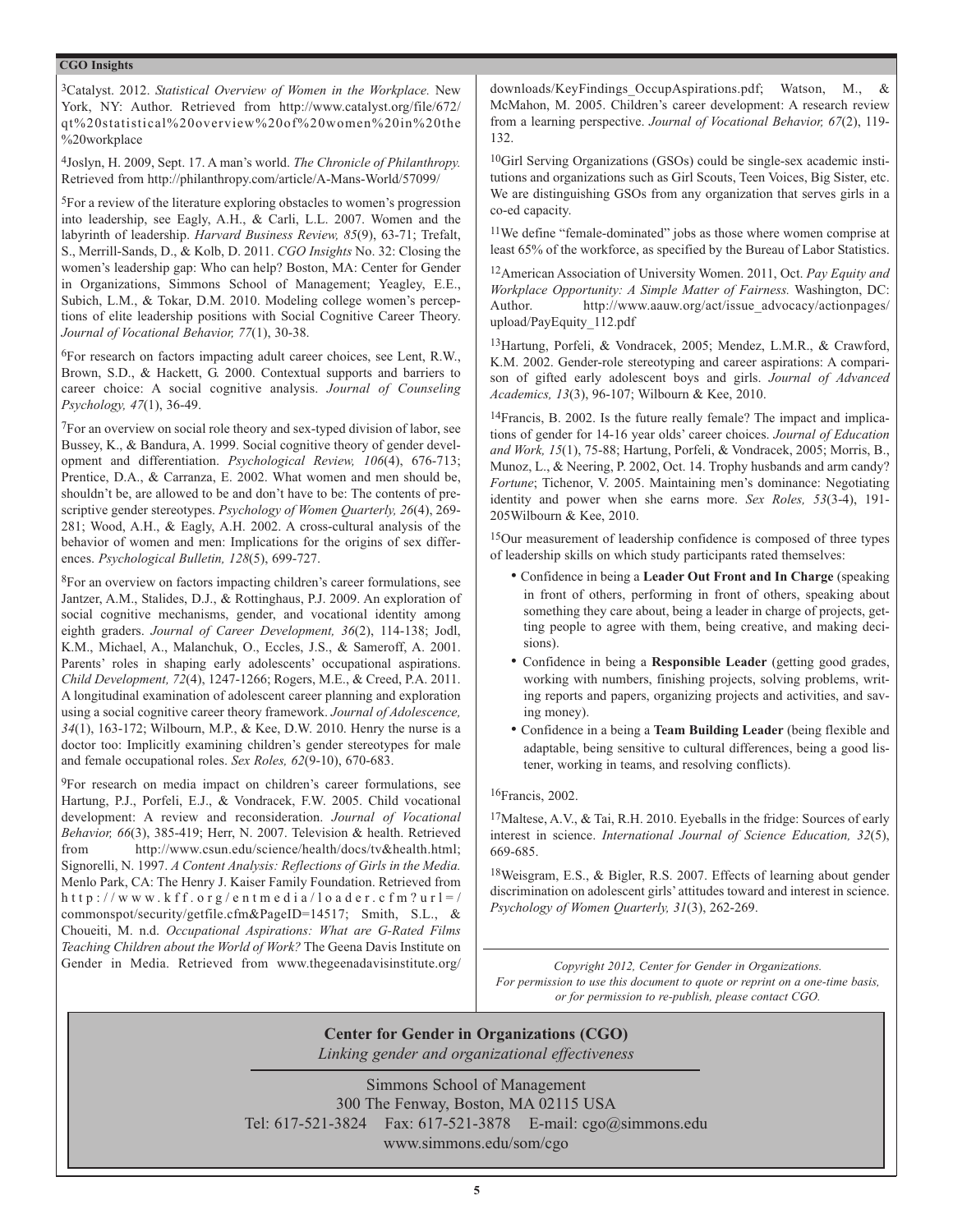[3]Catalyst. 2012. *Statistical Overview of Women in the Workplace.* New York, NY: Author. Retrieved from http://www.catalyst.org/file/672/qt%20statistical%20overview%20of%20women%20in%20the%20workplace

[4]Joslyn, H. 2009, Sept. 17. A man's world. *The Chronicle of Philanthropy.* Retrieved from http://philanthropy.com/article/A-Mans-World/57099/

[5]For a review of the literature exploring obstacles to women's progression into leadership, see Eagly, A.H., & Carli, L.L. 2007. Women and the labyrinth of leadership. *Harvard Business Review, 85*(9), 63-71; Trefalt, S., Merrill-Sands, D., & Kolb, D. 2011. *CGO Insights* No. 32: Closing the women's leadership gap: Who can help? Boston, MA: Center for Gender in Organizations, Simmons School of Management; Yeagley, E.E., Subich, L.M., & Tokar, D.M. 2010. Modeling college women's perceptions of elite leadership positions with Social Cognitive Career Theory. *Journal of Vocational Behavior, 77*(1), 30-38.

[6]For research on factors impacting adult career choices, see Lent, R.W., Brown, S.D., & Hackett, G. 2000. Contextual supports and barriers to career choice: A social cognitive analysis. *Journal of Counseling Psychology, 47*(1), 36-49.

[7]For an overview on social role theory and sex-typed division of labor, see Bussey, K., & Bandura, A. 1999. Social cognitive theory of gender development and differentiation. *Psychological Review, 106*(4), 676-713; Prentice, D.A., & Carranza, E. 2002. What women and men should be, shouldn't be, are allowed to be and don't have to be: The contents of prescriptive gender stereotypes. *Psychology of Women Quarterly, 26*(4), 269-281; Wood, A.H., & Eagly, A.H. 2002. A cross-cultural analysis of the behavior of women and men: Implications for the origins of sex differences. *Psychological Bulletin, 128*(5), 699-727.

[8]For an overview on factors impacting children's career formulations, see Jantzer, A.M., Stalides, D.J., & Rottinghaus, P.J. 2009. An exploration of social cognitive mechanisms, gender, and vocational identity among eighth graders. *Journal of Career Development, 36*(2), 114-138; Jodl, K.M., Michael, A., Malanchuk, O., Eccles, J.S., & Sameroff, A. 2001. Parents' roles in shaping early adolescents' occupational aspirations. *Child Development, 72*(4), 1247-1266; Rogers, M.E., & Creed, P.A. 2011. A longitudinal examination of adolescent career planning and exploration using a social cognitive career theory framework. *Journal of Adolescence, 34*(1), 163-172; Wilbourn, M.P., & Kee, D.W. 2010. Henry the nurse is a doctor too: Implicitly examining children's gender stereotypes for male and female occupational roles. *Sex Roles, 62*(9-10), 670-683.

[9]For research on media impact on children's career formulations, see Hartung, P.J., Porfeli, E.J., & Vondracek, F.W. 2005. Child vocational development: A review and reconsideration. *Journal of Vocational Behavior, 66*(3), 385-419; Herr, N. 2007. Television & health. Retrieved from http://www.csun.edu/science/health/docs/tv&health.html; Signorelli, N. 1997. *A Content Analysis: Reflections of Girls in the Media.* Menlo Park, CA: The Henry J. Kaiser Family Foundation. Retrieved from http://www.kff.org/entmedia/loader.cfm?url=/commonspot/security/getfile.cfm&PageID=14517; Smith, S.L., & Choueiti, M. n.d. *Occupational Aspirations: What are G-Rated Films Teaching Children about the World of Work?* The Geena Davis Institute on Gender in Media. Retrieved from www.thegeenadavisinstitute.org/downloads/KeyFindings_OccupAspirations.pdf; Watson, M., & McMahon, M. 2005. Children's career development: A research review from a learning perspective. *Journal of Vocational Behavior, 67*(2), 119-132.

[10]Girl Serving Organizations (GSOs) could be single-sex academic institutions and organizations such as Girl Scouts, Teen Voices, Big Sister, etc. We are distinguishing GSOs from any organization that serves girls in a co-ed capacity.

[11]We define "female-dominated" jobs as those where women comprise at least 65% of the workforce, as specified by the Bureau of Labor Statistics.

[12]American Association of University Women. 2011, Oct. *Pay Equity and Workplace Opportunity: A Simple Matter of Fairness.* Washington, DC: Author. http://www.aauw.org/act/issue_advocacy/actionpages/upload/PayEquity_112.pdf

[13]Hartung, Porfeli, & Vondracek, 2005; Mendez, L.M.R., & Crawford, K.M. 2002. Gender-role stereotyping and career aspirations: A comparison of gifted early adolescent boys and girls. *Journal of Advanced Academics, 13*(3), 96-107; Wilbourn & Kee, 2010.

[14]Francis, B. 2002. Is the future really female? The impact and implications of gender for 14-16 year olds' career choices. *Journal of Education and Work, 15*(1), 75-88; Hartung, Porfeli, & Vondracek, 2005; Morris, B., Munoz, L., & Neering, P. 2002, Oct. 14. Trophy husbands and arm candy? *Fortune*; Tichenor, V. 2005. Maintaining men's dominance: Negotiating identity and power when she earns more. *Sex Roles, 53*(3-4), 191-205Wilbourn & Kee, 2010.

[15]Our measurement of leadership confidence is composed of three types of leadership skills on which study participants rated themselves:

- Confidence in being a **Leader Out Front and In Charge** (speaking in front of others, performing in front of others, speaking about something they care about, being a leader in charge of projects, getting people to agree with them, being creative, and making decisions).
- Confidence in being a **Responsible Leader** (getting good grades, working with numbers, finishing projects, solving problems, writing reports and papers, organizing projects and activities, and saving money).
- Confidence in a being a **Team Building Leader** (being flexible and adaptable, being sensitive to cultural differences, being a good listener, working in teams, and resolving conflicts).

[16]Francis, 2002.

[17]Maltese, A.V., & Tai, R.H. 2010. Eyeballs in the fridge: Sources of early interest in science. *International Journal of Science Education, 32*(5), 669-685.

[18]Weisgram, E.S., & Bigler, R.S. 2007. Effects of learning about gender discrimination on adolescent girls' attitudes toward and interest in science. *Psychology of Women Quarterly, 31*(3), 262-269.

*Copyright 2012, Center for Gender in Organizations.*
*For permission to use this document to quote or reprint on a one-time basis, or for permission to re-publish, please contact CGO.*

**Center for Gender in Organizations (CGO)**
*Linking gender and organizational effectiveness*

Simmons School of Management
300 The Fenway, Boston, MA 02115 USA
Tel: 617-521-3824 Fax: 617-521-3878 E-mail: cgo@simmons.edu
www.simmons.edu/som/cgo